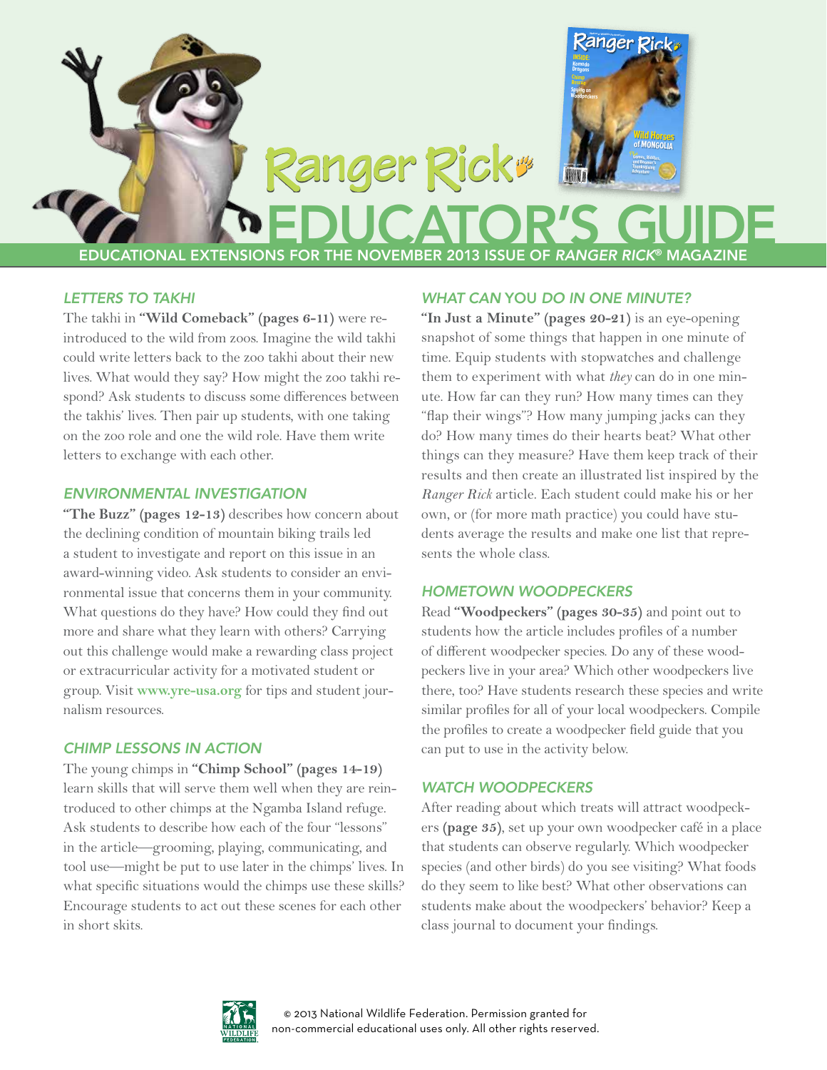# Ranger Rick® EDUCATOR'S GUIDE

EDUCATIONAL EXTENSIONS FOR THE NOVEMBER 2013 ISSUE OF *RANGER RICK*® MAGAZINE

## *LETTERS TO TAKHI*

The takhi in **"Wild Comeback" (pages 6-11)** were reintroduced to the wild from zoos. Imagine the wild takhi could write letters back to the zoo takhi about their new lives. What would they say? How might the zoo takhi respond? Ask students to discuss some differences between the takhis' lives. Then pair up students, with one taking on the zoo role and one the wild role. Have them write letters to exchange with each other.

## *ENVIRONMENTAL INVESTIGATION*

**"The Buzz" (pages 12-13)** describes how concern about the declining condition of mountain biking trails led a student to investigate and report on this issue in an award-winning video. Ask students to consider an environmental issue that concerns them in your community. What questions do they have? How could they find out more and share what they learn with others? Carrying out this challenge would make a rewarding class project or extracurricular activity for a motivated student or group. Visit **www.yre-usa.org** for tips and student journalism resources.

## *CHIMP LESSONS IN ACTION*

The young chimps in **"Chimp School" (pages 14-19)** learn skills that will serve them well when they are reintroduced to other chimps at the Ngamba Island refuge. Ask students to describe how each of the four "lessons" in the article—grooming, playing, communicating, and tool use—might be put to use later in the chimps' lives. In what specific situations would the chimps use these skills? Encourage students to act out these scenes for each other in short skits.

## *WHAT CAN YOU DO IN ONE MINUTE?*

**"In Just a Minute" (pages 20-21)** is an eye-opening snapshot of some things that happen in one minute of time. Equip students with stopwatches and challenge them to experiment with what *they* can do in one minute. How far can they run? How many times can they "flap their wings"? How many jumping jacks can they do? How many times do their hearts beat? What other things can they measure? Have them keep track of their results and then create an illustrated list inspired by the *Ranger Rick* article. Each student could make his or her own, or (for more math practice) you could have students average the results and make one list that represents the whole class.

## *HOMETOWN WOODPECKERS*

Read **"Woodpeckers" (pages 30-35)** and point out to students how the article includes profiles of a number of different woodpecker species. Do any of these woodpeckers live in your area? Which other woodpeckers live there, too? Have students research these species and write similar profiles for all of your local woodpeckers. Compile the profiles to create a woodpecker field guide that you can put to use in the activity below.

## *WATCH WOODPECKERS*

After reading about which treats will attract woodpeckers **(page 35)**, set up your own woodpecker café in a place that students can observe regularly. Which woodpecker species (and other birds) do you see visiting? What foods do they seem to like best? What other observations can students make about the woodpeckers' behavior? Keep a class journal to document your findings.

© 2013 National Wildlife Federation. Permission granted for non-commercial educational uses only. All other rights reserved.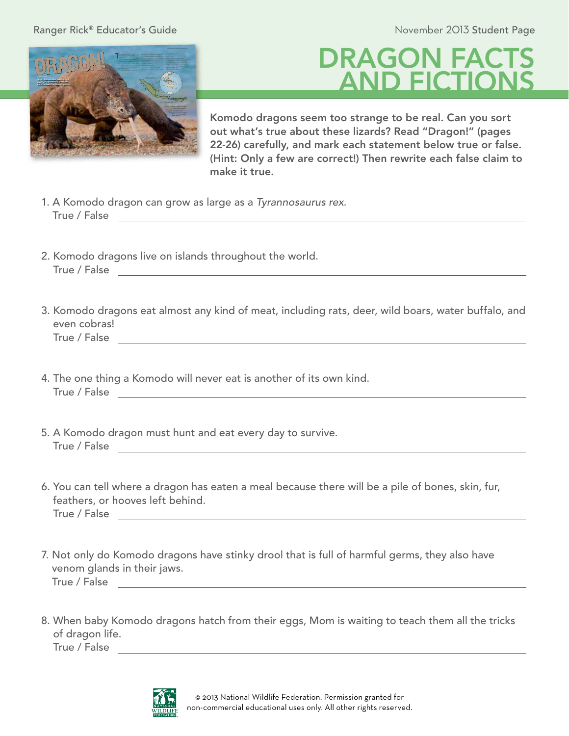# DRAGON FACTS AND FICTIONS

**Komodo dragons seem too strange to be real. Can you sort out what's true about these lizards? Read "Dragon!" (pages 22-26) carefully, and mark each statement below true or false. (Hint: Only a few are correct!) Then rewrite each false claim to make it true.**

1. A Komodo dragon can grow as large as a *Tyrannosaurus rex*.
   True / False ____________________

2. Komodo dragons live on islands throughout the world.
   True / False ____________________

3. Komodo dragons eat almost any kind of meat, including rats, deer, wild boars, water buffalo, and even cobras!
   True / False ____________________

4. The one thing a Komodo will never eat is another of its own kind.
   True / False ____________________

5. A Komodo dragon must hunt and eat every day to survive.
   True / False ____________________

6. You can tell where a dragon has eaten a meal because there will be a pile of bones, skin, fur, feathers, or hooves left behind.
   True / False ____________________

7. Not only do Komodo dragons have stinky drool that is full of harmful germs, they also have venom glands in their jaws.
   True / False ____________________

8. When baby Komodo dragons hatch from their eggs, Mom is waiting to teach them all the tricks of dragon life.
   True / False ____________________

© 2013 National Wildlife Federation. Permission granted for non-commercial educational uses only. All other rights reserved.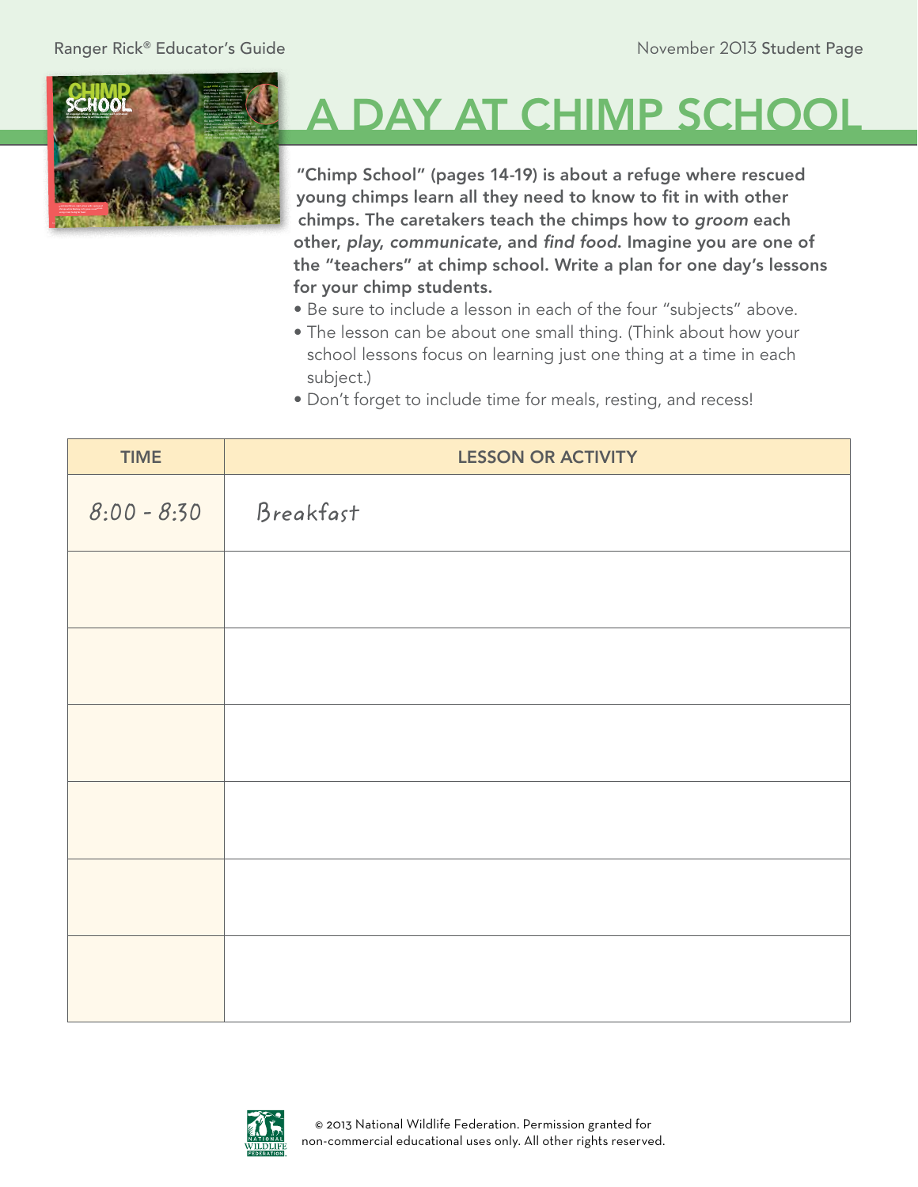# A DAY AT CHIMP SCHOOL

**"Chimp School" (pages 14-19) is about a refuge where rescued young chimps learn all they need to know to fit in with other chimps. The caretakers teach the chimps how to *groom* each other, *play*, *communicate*, and *find food*. Imagine you are one of the "teachers" at chimp school. Write a plan for one day's lessons for your chimp students.**

- Be sure to include a lesson in each of the four "subjects" above.
- The lesson can be about one small thing. (Think about how your school lessons focus on learning just one thing at a time in each subject.)
- Don't forget to include time for meals, resting, and recess!

| TIME | LESSON OR ACTIVITY |
|---|---|
| 8:00 - 8:30 | Breakfast |
| | |
| | |
| | |
| | |
| | |
| | |

© 2013 National Wildlife Federation. Permission granted for non-commercial educational uses only. All other rights reserved.